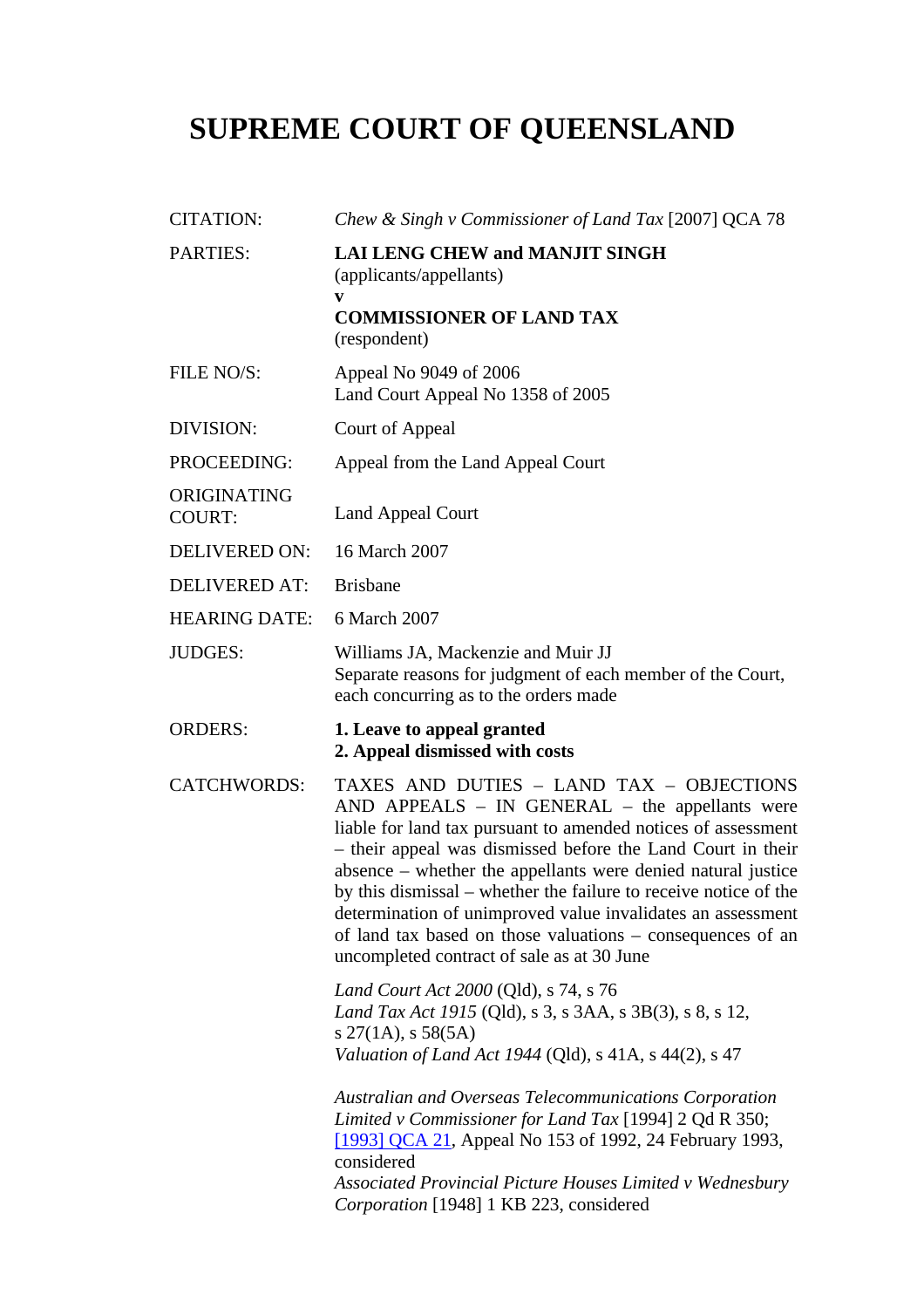# SUPREME COURT OF QUEENSLAND

| | |
|---|---|
| CITATION: | *Chew & Singh v Commissioner of Land Tax* [2007] QCA 78 |
| PARTIES: | **LAI LENG CHEW and MANJIT SINGH**<br>(applicants/appellants)<br>**v**<br>**COMMISSIONER OF LAND TAX**<br>(respondent) |
| FILE NO/S: | Appeal No 9049 of 2006<br>Land Court Appeal No 1358 of 2005 |
| DIVISION: | Court of Appeal |
| PROCEEDING: | Appeal from the Land Appeal Court |
| ORIGINATING COURT: | Land Appeal Court |
| DELIVERED ON: | 16 March 2007 |
| DELIVERED AT: | Brisbane |
| HEARING DATE: | 6 March 2007 |
| JUDGES: | Williams JA, Mackenzie and Muir JJ<br>Separate reasons for judgment of each member of the Court, each concurring as to the orders made |
| ORDERS: | **1. Leave to appeal granted**<br>**2. Appeal dismissed with costs** |
| CATCHWORDS: | TAXES AND DUTIES – LAND TAX – OBJECTIONS AND APPEALS – IN GENERAL – the appellants were liable for land tax pursuant to amended notices of assessment – their appeal was dismissed before the Land Court in their absence – whether the appellants were denied natural justice by this dismissal – whether the failure to receive notice of the determination of unimproved value invalidates an assessment of land tax based on those valuations – consequences of an uncompleted contract of sale as at 30 June<br><br>*Land Court Act 2000* (Qld), s 74, s 76<br>*Land Tax Act 1915* (Qld), s 3, s 3AA, s 3B(3), s 8, s 12, s 27(1A), s 58(5A)<br>*Valuation of Land Act 1944* (Qld), s 41A, s 44(2), s 47<br><br>*Australian and Overseas Telecommunications Corporation Limited v Commissioner for Land Tax* [1994] 2 Qd R 350; [1993] QCA 21, Appeal No 153 of 1992, 24 February 1993, considered<br>*Associated Provincial Picture Houses Limited v Wednesbury Corporation* [1948] 1 KB 223, considered |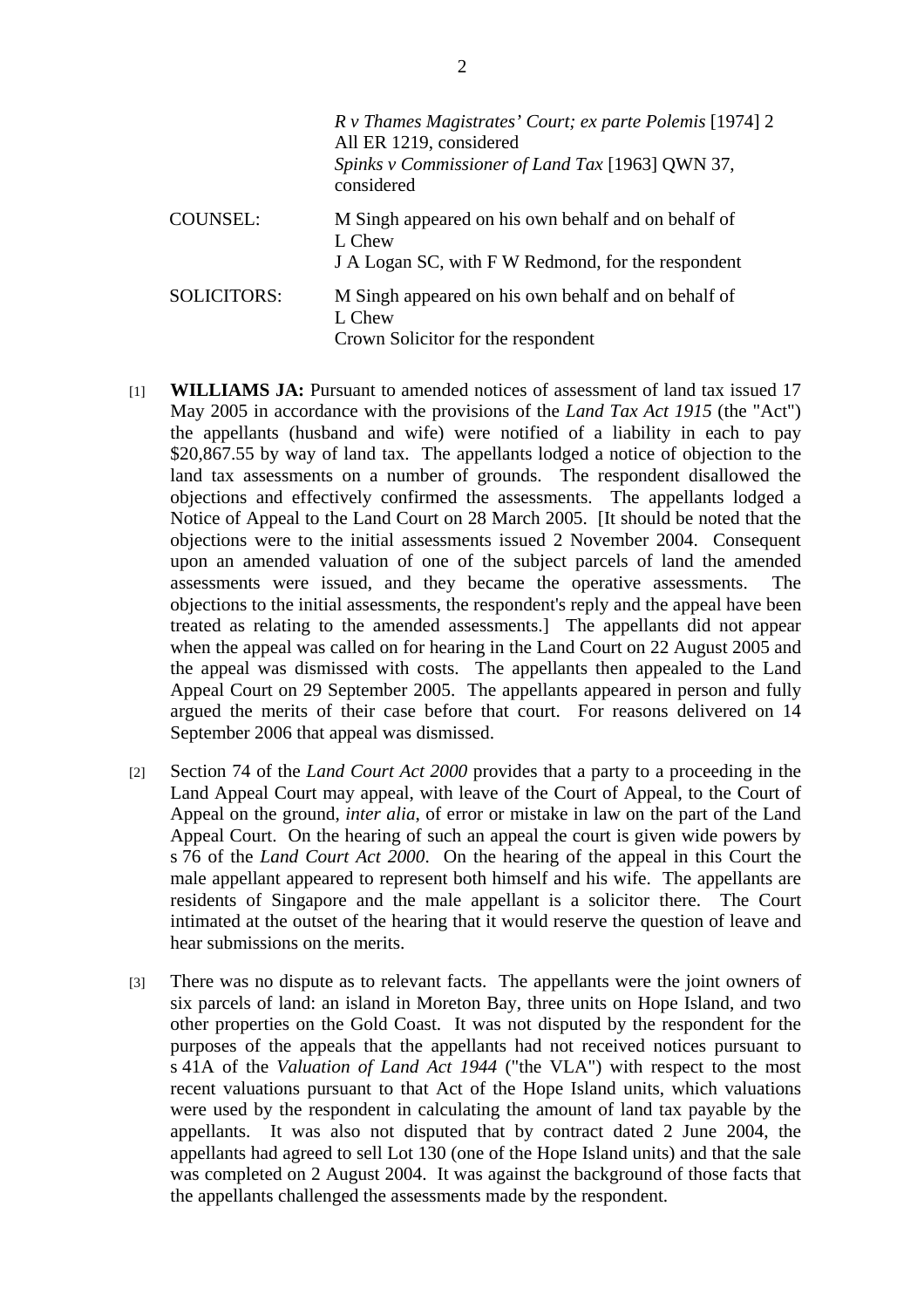*R v Thames Magistrates' Court; ex parte Polemis* [1974] 2 All ER 1219, considered
*Spinks v Commissioner of Land Tax* [1963] QWN 37, considered

| | |
|---|---|
| COUNSEL: | M Singh appeared on his own behalf and on behalf of L Chew<br>J A Logan SC, with F W Redmond, for the respondent |
| SOLICITORS: | M Singh appeared on his own behalf and on behalf of L Chew<br>Crown Solicitor for the respondent |

[1] **WILLIAMS JA:** Pursuant to amended notices of assessment of land tax issued 17 May 2005 in accordance with the provisions of the *Land Tax Act 1915* (the "Act") the appellants (husband and wife) were notified of a liability in each to pay $20,867.55 by way of land tax. The appellants lodged a notice of objection to the land tax assessments on a number of grounds. The respondent disallowed the objections and effectively confirmed the assessments. The appellants lodged a Notice of Appeal to the Land Court on 28 March 2005. [It should be noted that the objections were to the initial assessments issued 2 November 2004. Consequent upon an amended valuation of one of the subject parcels of land the amended assessments were issued, and they became the operative assessments. The objections to the initial assessments, the respondent's reply and the appeal have been treated as relating to the amended assessments.] The appellants did not appear when the appeal was called on for hearing in the Land Court on 22 August 2005 and the appeal was dismissed with costs. The appellants then appealed to the Land Appeal Court on 29 September 2005. The appellants appeared in person and fully argued the merits of their case before that court. For reasons delivered on 14 September 2006 that appeal was dismissed.

[2] Section 74 of the *Land Court Act 2000* provides that a party to a proceeding in the Land Appeal Court may appeal, with leave of the Court of Appeal, to the Court of Appeal on the ground, *inter alia*, of error or mistake in law on the part of the Land Appeal Court. On the hearing of such an appeal the court is given wide powers by s 76 of the *Land Court Act 2000*. On the hearing of the appeal in this Court the male appellant appeared to represent both himself and his wife. The appellants are residents of Singapore and the male appellant is a solicitor there. The Court intimated at the outset of the hearing that it would reserve the question of leave and hear submissions on the merits.

[3] There was no dispute as to relevant facts. The appellants were the joint owners of six parcels of land: an island in Moreton Bay, three units on Hope Island, and two other properties on the Gold Coast. It was not disputed by the respondent for the purposes of the appeals that the appellants had not received notices pursuant to s 41A of the *Valuation of Land Act 1944* ("the VLA") with respect to the most recent valuations pursuant to that Act of the Hope Island units, which valuations were used by the respondent in calculating the amount of land tax payable by the appellants. It was also not disputed that by contract dated 2 June 2004, the appellants had agreed to sell Lot 130 (one of the Hope Island units) and that the sale was completed on 2 August 2004. It was against the background of those facts that the appellants challenged the assessments made by the respondent.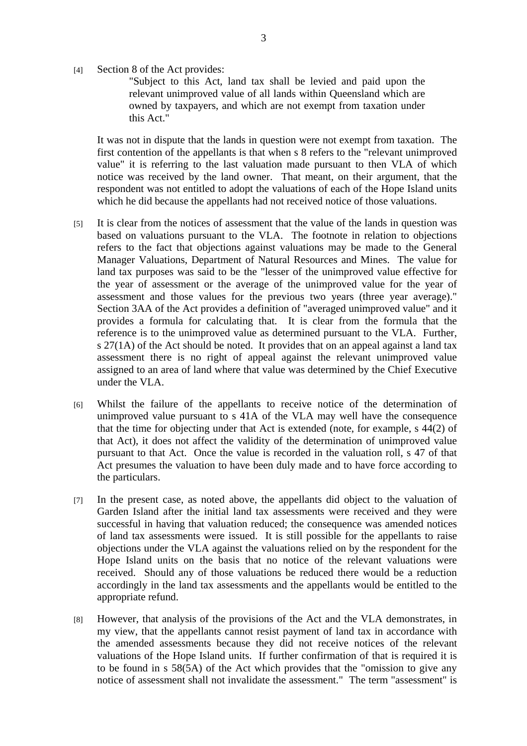[4] Section 8 of the Act provides:

> "Subject to this Act, land tax shall be levied and paid upon the relevant unimproved value of all lands within Queensland which are owned by taxpayers, and which are not exempt from taxation under this Act."

It was not in dispute that the lands in question were not exempt from taxation. The first contention of the appellants is that when s 8 refers to the "relevant unimproved value" it is referring to the last valuation made pursuant to then VLA of which notice was received by the land owner. That meant, on their argument, that the respondent was not entitled to adopt the valuations of each of the Hope Island units which he did because the appellants had not received notice of those valuations.

[5] It is clear from the notices of assessment that the value of the lands in question was based on valuations pursuant to the VLA. The footnote in relation to objections refers to the fact that objections against valuations may be made to the General Manager Valuations, Department of Natural Resources and Mines. The value for land tax purposes was said to be the "lesser of the unimproved value effective for the year of assessment or the average of the unimproved value for the year of assessment and those values for the previous two years (three year average)." Section 3AA of the Act provides a definition of "averaged unimproved value" and it provides a formula for calculating that. It is clear from the formula that the reference is to the unimproved value as determined pursuant to the VLA. Further, s 27(1A) of the Act should be noted. It provides that on an appeal against a land tax assessment there is no right of appeal against the relevant unimproved value assigned to an area of land where that value was determined by the Chief Executive under the VLA.

[6] Whilst the failure of the appellants to receive notice of the determination of unimproved value pursuant to s 41A of the VLA may well have the consequence that the time for objecting under that Act is extended (note, for example, s 44(2) of that Act), it does not affect the validity of the determination of unimproved value pursuant to that Act. Once the value is recorded in the valuation roll, s 47 of that Act presumes the valuation to have been duly made and to have force according to the particulars.

[7] In the present case, as noted above, the appellants did object to the valuation of Garden Island after the initial land tax assessments were received and they were successful in having that valuation reduced; the consequence was amended notices of land tax assessments were issued. It is still possible for the appellants to raise objections under the VLA against the valuations relied on by the respondent for the Hope Island units on the basis that no notice of the relevant valuations were received. Should any of those valuations be reduced there would be a reduction accordingly in the land tax assessments and the appellants would be entitled to the appropriate refund.

[8] However, that analysis of the provisions of the Act and the VLA demonstrates, in my view, that the appellants cannot resist payment of land tax in accordance with the amended assessments because they did not receive notices of the relevant valuations of the Hope Island units. If further confirmation of that is required it is to be found in s 58(5A) of the Act which provides that the "omission to give any notice of assessment shall not invalidate the assessment." The term "assessment" is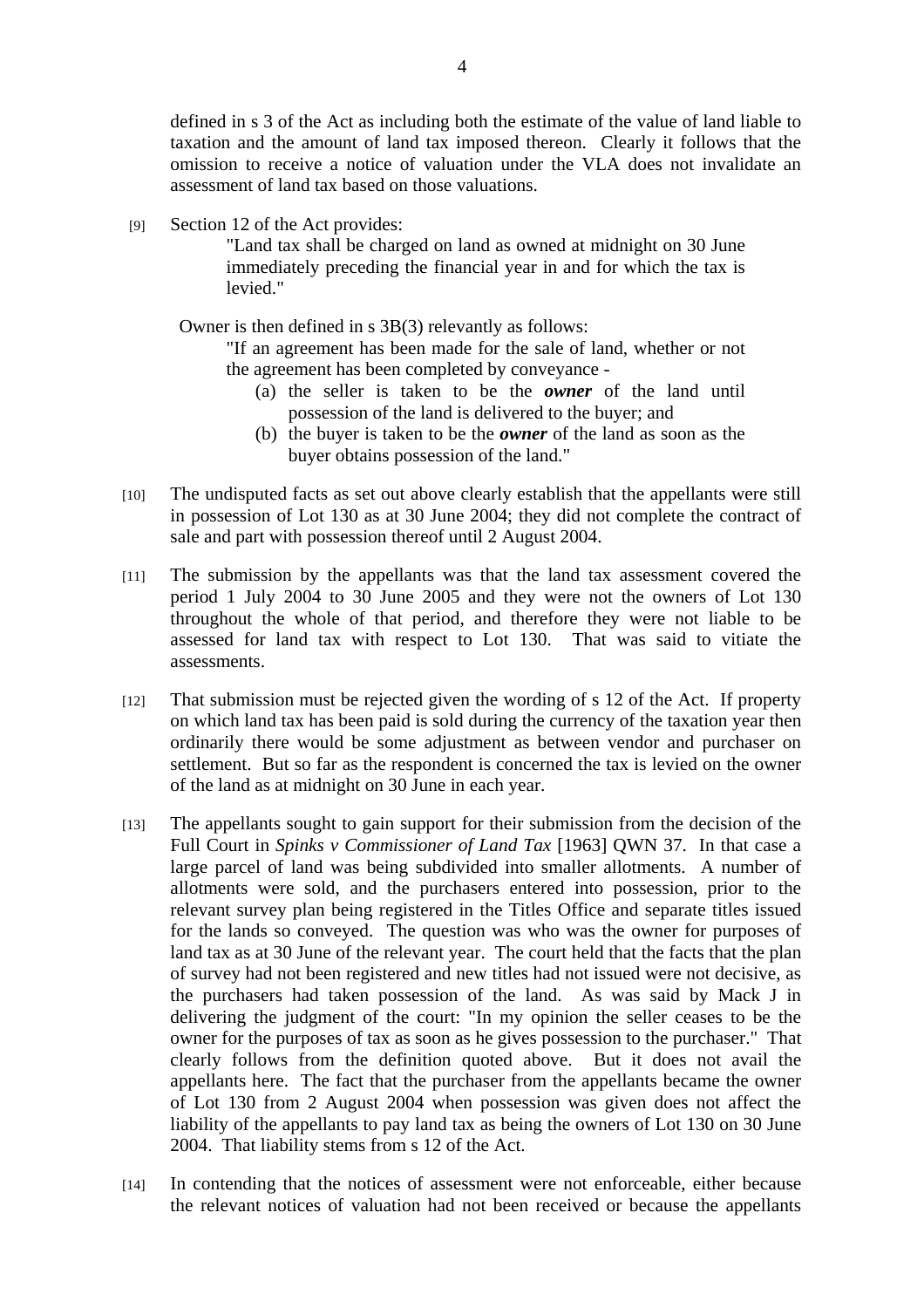defined in s 3 of the Act as including both the estimate of the value of land liable to taxation and the amount of land tax imposed thereon. Clearly it follows that the omission to receive a notice of valuation under the VLA does not invalidate an assessment of land tax based on those valuations.

[9] Section 12 of the Act provides:

> "Land tax shall be charged on land as owned at midnight on 30 June immediately preceding the financial year in and for which the tax is levied."

Owner is then defined in s 3B(3) relevantly as follows:

> "If an agreement has been made for the sale of land, whether or not the agreement has been completed by conveyance -
>
> (a) the seller is taken to be the ***owner*** of the land until possession of the land is delivered to the buyer; and
>
> (b) the buyer is taken to be the ***owner*** of the land as soon as the buyer obtains possession of the land."

[10] The undisputed facts as set out above clearly establish that the appellants were still in possession of Lot 130 as at 30 June 2004; they did not complete the contract of sale and part with possession thereof until 2 August 2004.

[11] The submission by the appellants was that the land tax assessment covered the period 1 July 2004 to 30 June 2005 and they were not the owners of Lot 130 throughout the whole of that period, and therefore they were not liable to be assessed for land tax with respect to Lot 130. That was said to vitiate the assessments.

[12] That submission must be rejected given the wording of s 12 of the Act. If property on which land tax has been paid is sold during the currency of the taxation year then ordinarily there would be some adjustment as between vendor and purchaser on settlement. But so far as the respondent is concerned the tax is levied on the owner of the land as at midnight on 30 June in each year.

[13] The appellants sought to gain support for their submission from the decision of the Full Court in *Spinks v Commissioner of Land Tax* [1963] QWN 37. In that case a large parcel of land was being subdivided into smaller allotments. A number of allotments were sold, and the purchasers entered into possession, prior to the relevant survey plan being registered in the Titles Office and separate titles issued for the lands so conveyed. The question was who was the owner for purposes of land tax as at 30 June of the relevant year. The court held that the facts that the plan of survey had not been registered and new titles had not issued were not decisive, as the purchasers had taken possession of the land. As was said by Mack J in delivering the judgment of the court: "In my opinion the seller ceases to be the owner for the purposes of tax as soon as he gives possession to the purchaser." That clearly follows from the definition quoted above. But it does not avail the appellants here. The fact that the purchaser from the appellants became the owner of Lot 130 from 2 August 2004 when possession was given does not affect the liability of the appellants to pay land tax as being the owners of Lot 130 on 30 June 2004. That liability stems from s 12 of the Act.

[14] In contending that the notices of assessment were not enforceable, either because the relevant notices of valuation had not been received or because the appellants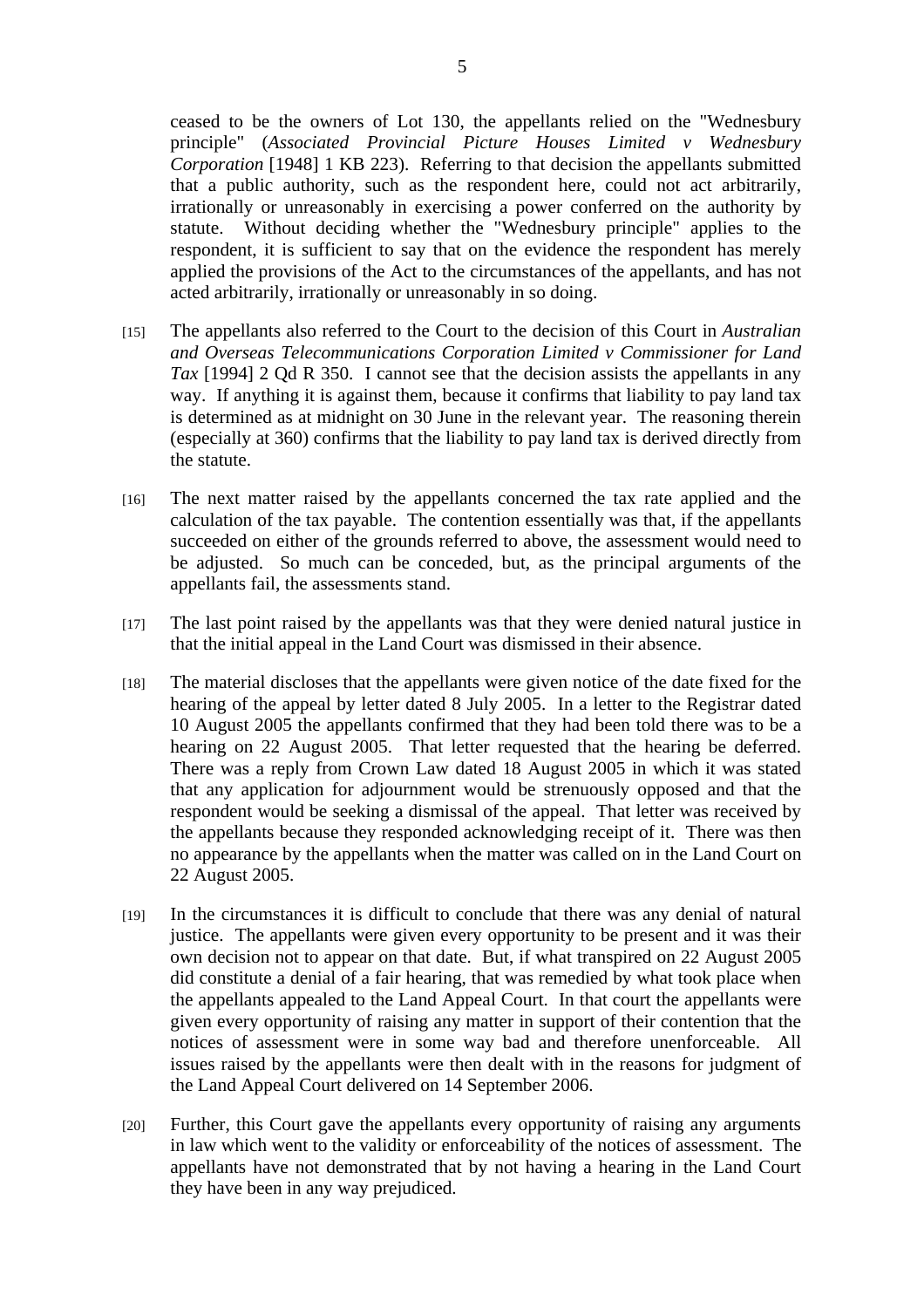ceased to be the owners of Lot 130, the appellants relied on the "Wednesbury principle" (*Associated Provincial Picture Houses Limited v Wednesbury Corporation* [1948] 1 KB 223). Referring to that decision the appellants submitted that a public authority, such as the respondent here, could not act arbitrarily, irrationally or unreasonably in exercising a power conferred on the authority by statute. Without deciding whether the "Wednesbury principle" applies to the respondent, it is sufficient to say that on the evidence the respondent has merely applied the provisions of the Act to the circumstances of the appellants, and has not acted arbitrarily, irrationally or unreasonably in so doing.

[15] The appellants also referred to the Court to the decision of this Court in *Australian and Overseas Telecommunications Corporation Limited v Commissioner for Land Tax* [1994] 2 Qd R 350. I cannot see that the decision assists the appellants in any way. If anything it is against them, because it confirms that liability to pay land tax is determined as at midnight on 30 June in the relevant year. The reasoning therein (especially at 360) confirms that the liability to pay land tax is derived directly from the statute.

[16] The next matter raised by the appellants concerned the tax rate applied and the calculation of the tax payable. The contention essentially was that, if the appellants succeeded on either of the grounds referred to above, the assessment would need to be adjusted. So much can be conceded, but, as the principal arguments of the appellants fail, the assessments stand.

[17] The last point raised by the appellants was that they were denied natural justice in that the initial appeal in the Land Court was dismissed in their absence.

[18] The material discloses that the appellants were given notice of the date fixed for the hearing of the appeal by letter dated 8 July 2005. In a letter to the Registrar dated 10 August 2005 the appellants confirmed that they had been told there was to be a hearing on 22 August 2005. That letter requested that the hearing be deferred. There was a reply from Crown Law dated 18 August 2005 in which it was stated that any application for adjournment would be strenuously opposed and that the respondent would be seeking a dismissal of the appeal. That letter was received by the appellants because they responded acknowledging receipt of it. There was then no appearance by the appellants when the matter was called on in the Land Court on 22 August 2005.

[19] In the circumstances it is difficult to conclude that there was any denial of natural justice. The appellants were given every opportunity to be present and it was their own decision not to appear on that date. But, if what transpired on 22 August 2005 did constitute a denial of a fair hearing, that was remedied by what took place when the appellants appealed to the Land Appeal Court. In that court the appellants were given every opportunity of raising any matter in support of their contention that the notices of assessment were in some way bad and therefore unenforceable. All issues raised by the appellants were then dealt with in the reasons for judgment of the Land Appeal Court delivered on 14 September 2006.

[20] Further, this Court gave the appellants every opportunity of raising any arguments in law which went to the validity or enforceability of the notices of assessment. The appellants have not demonstrated that by not having a hearing in the Land Court they have been in any way prejudiced.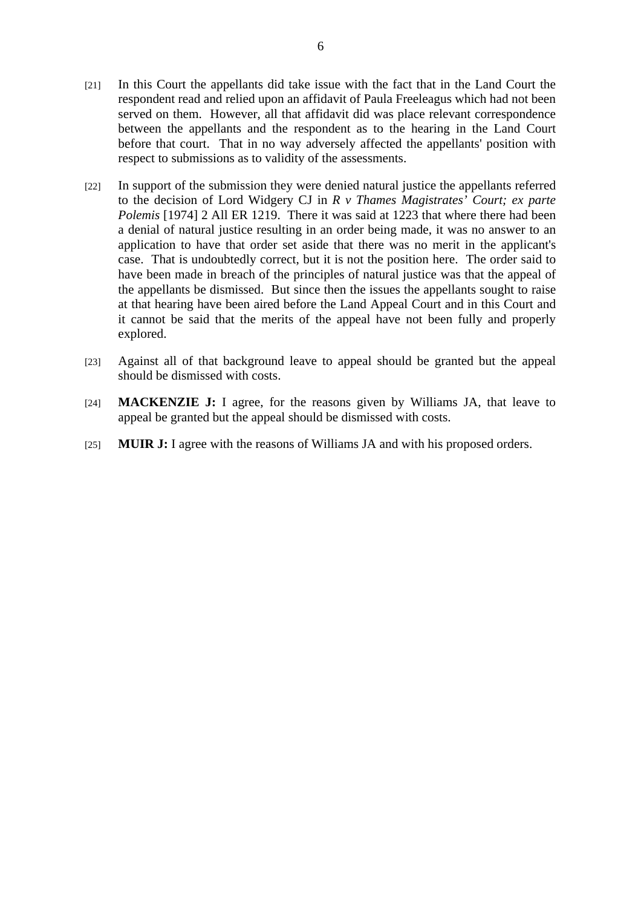[21] In this Court the appellants did take issue with the fact that in the Land Court the respondent read and relied upon an affidavit of Paula Freeleagus which had not been served on them. However, all that affidavit did was place relevant correspondence between the appellants and the respondent as to the hearing in the Land Court before that court. That in no way adversely affected the appellants' position with respect to submissions as to validity of the assessments.

[22] In support of the submission they were denied natural justice the appellants referred to the decision of Lord Widgery CJ in *R v Thames Magistrates' Court; ex parte Polemis* [1974] 2 All ER 1219. There it was said at 1223 that where there had been a denial of natural justice resulting in an order being made, it was no answer to an application to have that order set aside that there was no merit in the applicant's case. That is undoubtedly correct, but it is not the position here. The order said to have been made in breach of the principles of natural justice was that the appeal of the appellants be dismissed. But since then the issues the appellants sought to raise at that hearing have been aired before the Land Appeal Court and in this Court and it cannot be said that the merits of the appeal have not been fully and properly explored.

[23] Against all of that background leave to appeal should be granted but the appeal should be dismissed with costs.

[24] **MACKENZIE J:** I agree, for the reasons given by Williams JA, that leave to appeal be granted but the appeal should be dismissed with costs.

[25] **MUIR J:** I agree with the reasons of Williams JA and with his proposed orders.